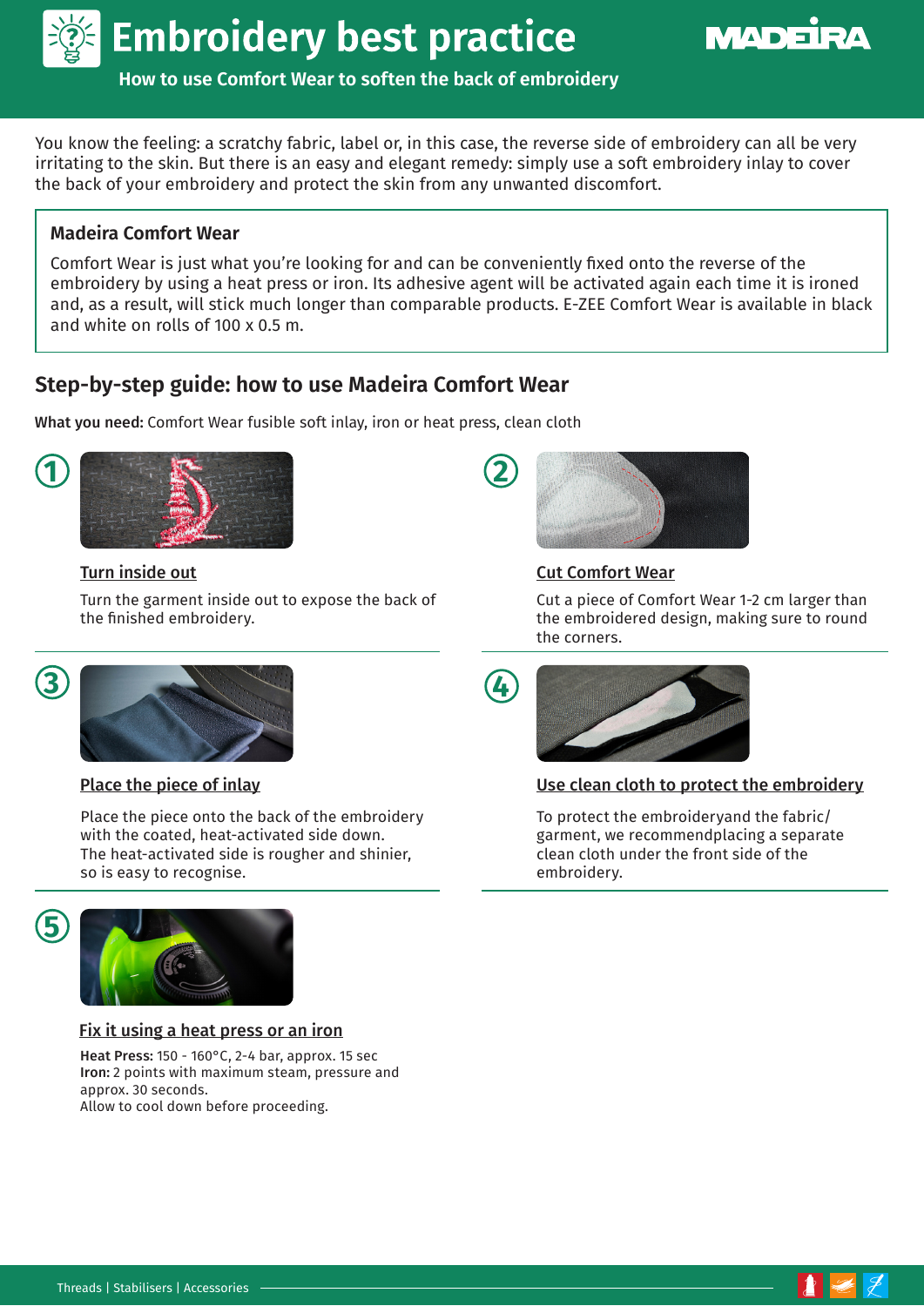# Embroidery best practice

**How to use Comfort Wear to soften the back of embroidery**

You know the feeling: a scratchy fabric, label or, in this case, the reverse side of embroidery can all be very irritating to the skin. But there is an easy and elegant remedy: simply use a soft embroidery inlay to cover the back of your embroidery and protect the skin from any unwanted discomfort.

### Madeira Comfort Wear

Comfort Wear is just what you're looking for and can be conveniently fixed onto the reverse of the embroidery by using a heat press or iron. Its adhesive agent will be activated again each time it is ironed and, as a result, will stick much longer than comparable products. E-ZEE Comfort Wear is available in black and white on rolls of 100 x 0.5 m.

## Step-by-step guide: how to use Madeira Comfort Wear

**What you need:** Comfort Wear fusible soft inlay, iron or heat press, clean cloth

### 1. Turn inside out

Turn the garment inside out to expose the back of the finished embroidery.

### 2. Cut Comfort Wear

Cut a piece of Comfort Wear 1-2 cm larger than the embroidered design, making sure to round the corners.

### 3. Place the piece of inlay

Place the piece onto the back of the embroidery with the coated, heat-activated side down.
The heat-activated side is rougher and shinier, so is easy to recognise.

### 4. Use clean cloth to protect the embroidery

To protect the embroideryand the fabric/ garment, we recommendplacing a separate clean cloth under the front side of the embroidery.

### 5. Fix it using a heat press or an iron

**Heat Press:** 150 - 160°C, 2-4 bar, approx. 15 sec
**Iron:** 2 points with maximum steam, pressure and approx. 30 seconds.
Allow to cool down before proceeding.

Threads | Stabilisers | Accessories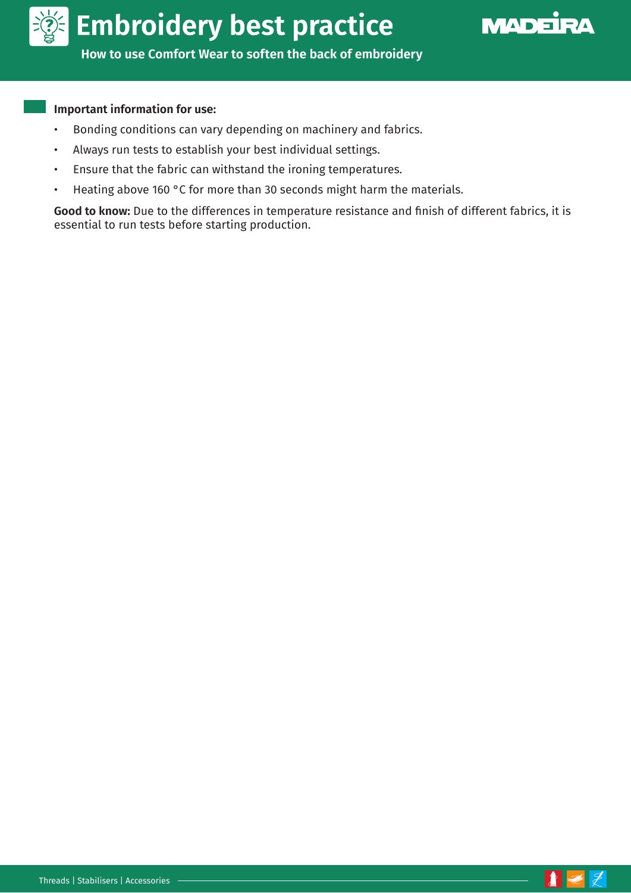### Important information for use:

- Bonding conditions can vary depending on machinery and fabrics.
- Always run tests to establish your best individual settings.
- Ensure that the fabric can withstand the ironing temperatures.
- Heating above 160 °C for more than 30 seconds might harm the materials.

**Good to know:** Due to the differences in temperature resistance and finish of different fabrics, it is essential to run tests before starting production.